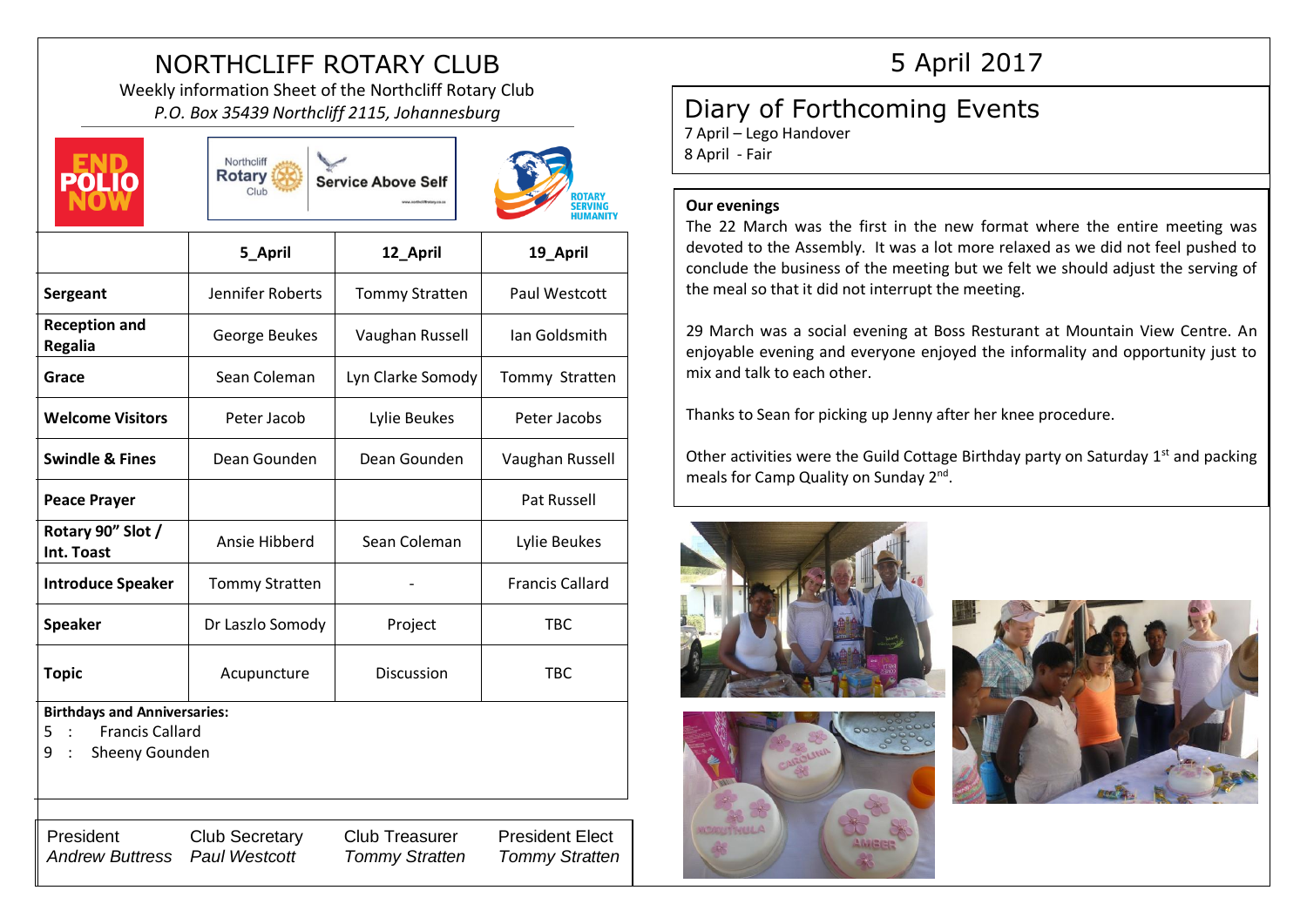# NORTHCLIFF ROTARY CLUB

Weekly information Sheet of the Northcliff Rotary Club

*P.O. Box 35439 Northcliff 2115, Johannesburg*

# 5 April 2017

| | 5_April | 12_April | 19_April |
|---|---|---|---|
| **Sergeant** | Jennifer Roberts | Tommy Stratten | Paul Westcott |
| **Reception and Regalia** | George Beukes | Vaughan Russell | Ian Goldsmith |
| **Grace** | Sean Coleman | Lyn Clarke Somody | Tommy Stratten |
| **Welcome Visitors** | Peter Jacob | Lylie Beukes | Peter Jacobs |
| **Swindle & Fines** | Dean Gounden | Dean Gounden | Vaughan Russell |
| **Peace Prayer** | | | Pat Russell |
| **Rotary 90" Slot / Int. Toast** | Ansie Hibberd | Sean Coleman | Lylie Beukes |
| **Introduce Speaker** | Tommy Stratten | - | Francis Callard |
| **Speaker** | Dr Laszlo Somody | Project | TBC |
| **Topic** | Acupuncture | Discussion | TBC |

**Birthdays and Anniversaries:**

5 : Francis Callard

9 : Sheeny Gounden

| President | Club Secretary | Club Treasurer | President Elect |
|---|---|---|---|
| *Andrew Buttress* | *Paul Westcott* | *Tommy Stratten* | *Tommy Stratten* |

## Diary of Forthcoming Events

7 April – Lego Handover

8 April - Fair

**Our evenings**

The 22 March was the first in the new format where the entire meeting was devoted to the Assembly. It was a lot more relaxed as we did not feel pushed to conclude the business of the meeting but we felt we should adjust the serving of the meal so that it did not interrupt the meeting.

29 March was a social evening at Boss Resturant at Mountain View Centre. An enjoyable evening and everyone enjoyed the informality and opportunity just to mix and talk to each other.

Thanks to Sean for picking up Jenny after her knee procedure.

Other activities were the Guild Cottage Birthday party on Saturday 1st and packing meals for Camp Quality on Sunday 2nd.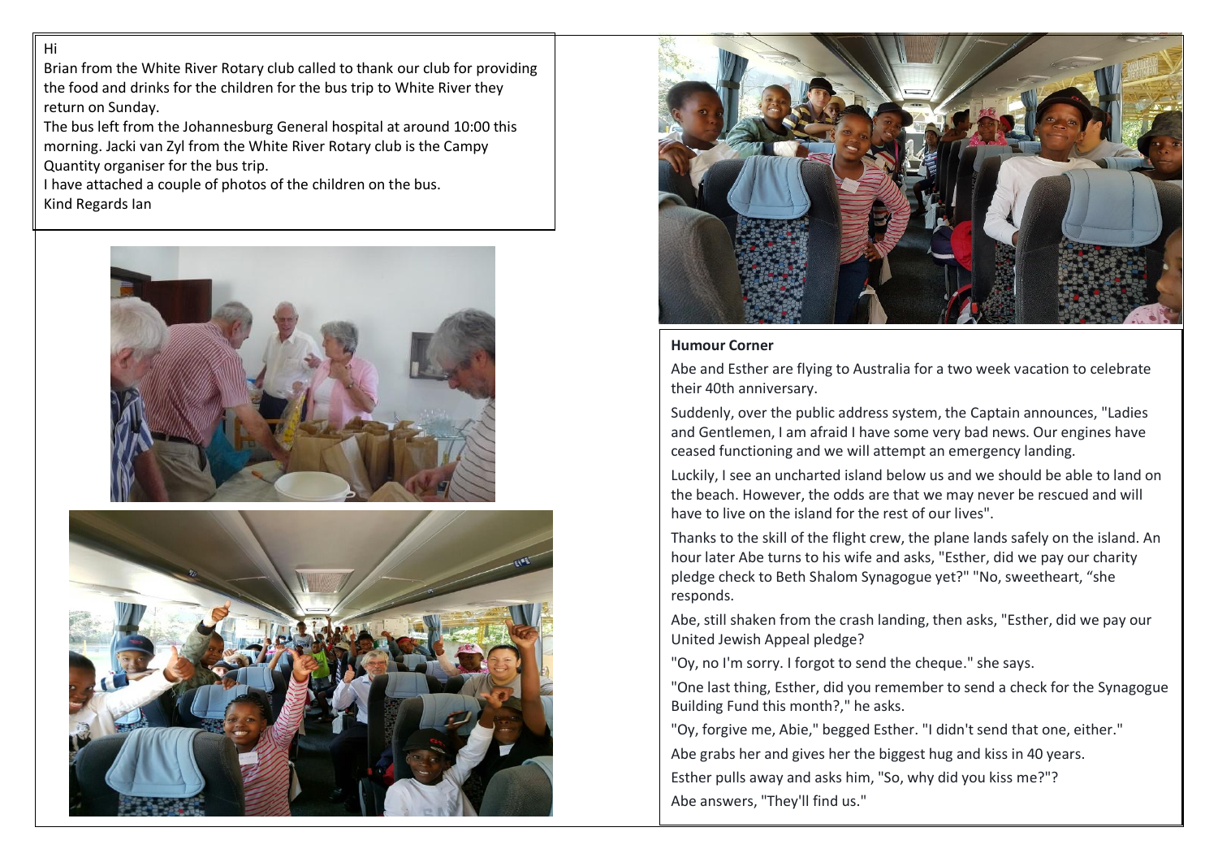Hi

Brian from the White River Rotary club called to thank our club for providing the food and drinks for the children for the bus trip to White River they return on Sunday.

The bus left from the Johannesburg General hospital at around 10:00 this morning. Jacki van Zyl from the White River Rotary club is the Campy Quantity organiser for the bus trip.

I have attached a couple of photos of the children on the bus.

Kind Regards Ian

**Humour Corner**

Abe and Esther are flying to Australia for a two week vacation to celebrate their 40th anniversary.

Suddenly, over the public address system, the Captain announces, "Ladies and Gentlemen, I am afraid I have some very bad news. Our engines have ceased functioning and we will attempt an emergency landing.

Luckily, I see an uncharted island below us and we should be able to land on the beach. However, the odds are that we may never be rescued and will have to live on the island for the rest of our lives".

Thanks to the skill of the flight crew, the plane lands safely on the island. An hour later Abe turns to his wife and asks, "Esther, did we pay our charity pledge check to Beth Shalom Synagogue yet?" "No, sweetheart, "she responds.

Abe, still shaken from the crash landing, then asks, "Esther, did we pay our United Jewish Appeal pledge?

"Oy, no I'm sorry. I forgot to send the cheque." she says.

"One last thing, Esther, did you remember to send a check for the Synagogue Building Fund this month?," he asks.

"Oy, forgive me, Abie," begged Esther. "I didn't send that one, either."

Abe grabs her and gives her the biggest hug and kiss in 40 years.

Esther pulls away and asks him, "So, why did you kiss me?"?

Abe answers, "They'll find us."